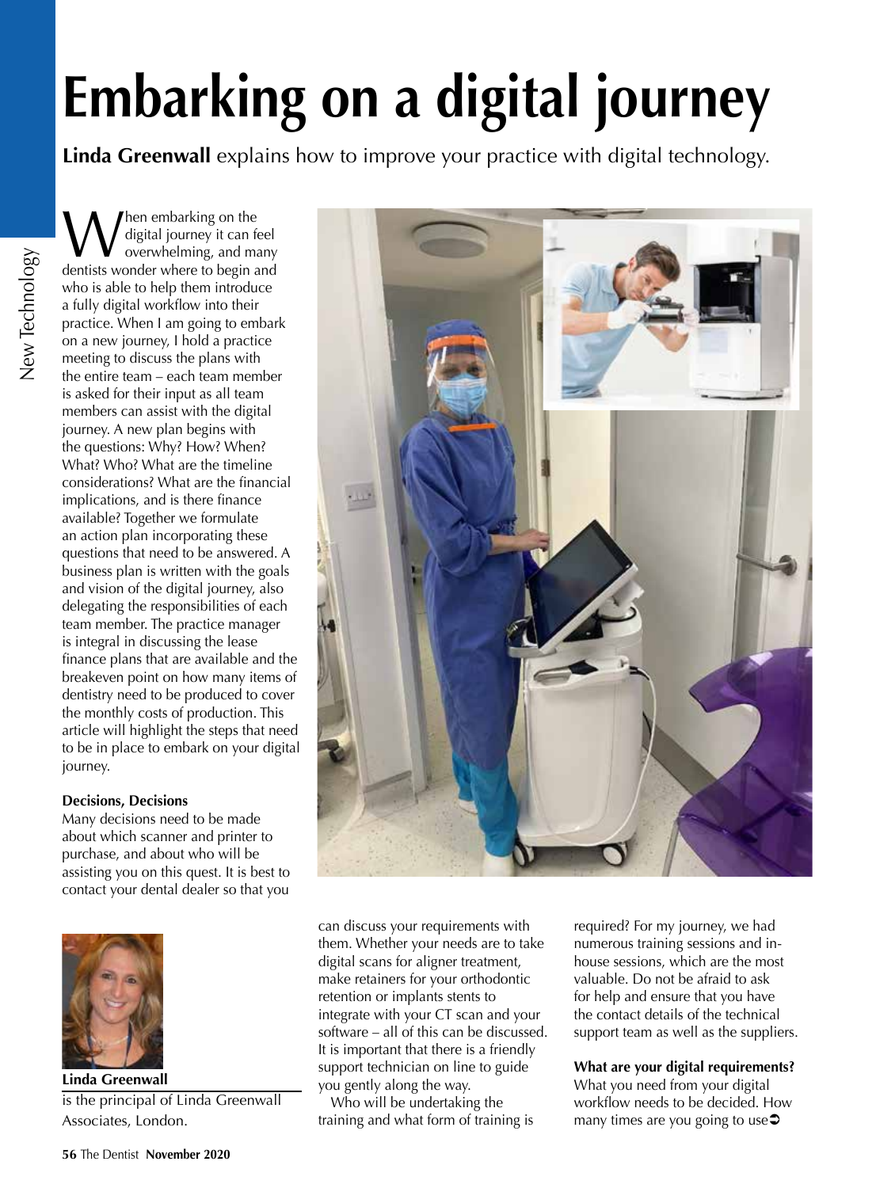# Embarking on a digital journey

**Linda Greenwall** explains how to improve your practice with digital technology.

When embarking on the digital journey it can feel overwhelming, and many dentists wonder where to begin and who is able to help them introduce a fully digital workflow into their practice. When I am going to embark on a new journey, I hold a practice meeting to discuss the plans with the entire team – each team member is asked for their input as all team members can assist with the digital journey. A new plan begins with the questions: Why? How? When? What? Who? What are the timeline considerations? What are the financial implications, and is there finance available? Together we formulate an action plan incorporating these questions that need to be answered. A business plan is written with the goals and vision of the digital journey, also delegating the responsibilities of each team member. The practice manager is integral in discussing the lease finance plans that are available and the breakeven point on how many items of dentistry need to be produced to cover the monthly costs of production. This article will highlight the steps that need to be in place to embark on your digital journey.

**Decisions, Decisions**

Many decisions need to be made about which scanner and printer to purchase, and about who will be assisting you on this quest. It is best to contact your dental dealer so that you can discuss your requirements with them. Whether your needs are to take digital scans for aligner treatment, make retainers for your orthodontic retention or implants stents to integrate with your CT scan and your software – all of this can be discussed. It is important that there is a friendly support technician on line to guide you gently along the way.

Who will be undertaking the training and what form of training is required? For my journey, we had numerous training sessions and in-house sessions, which are the most valuable. Do not be afraid to ask for help and ensure that you have the contact details of the technical support team as well as the suppliers.

**What are your digital requirements?**

What you need from your digital workflow needs to be decided. How many times are you going to use

**Linda Greenwall** is the principal of Linda Greenwall Associates, London.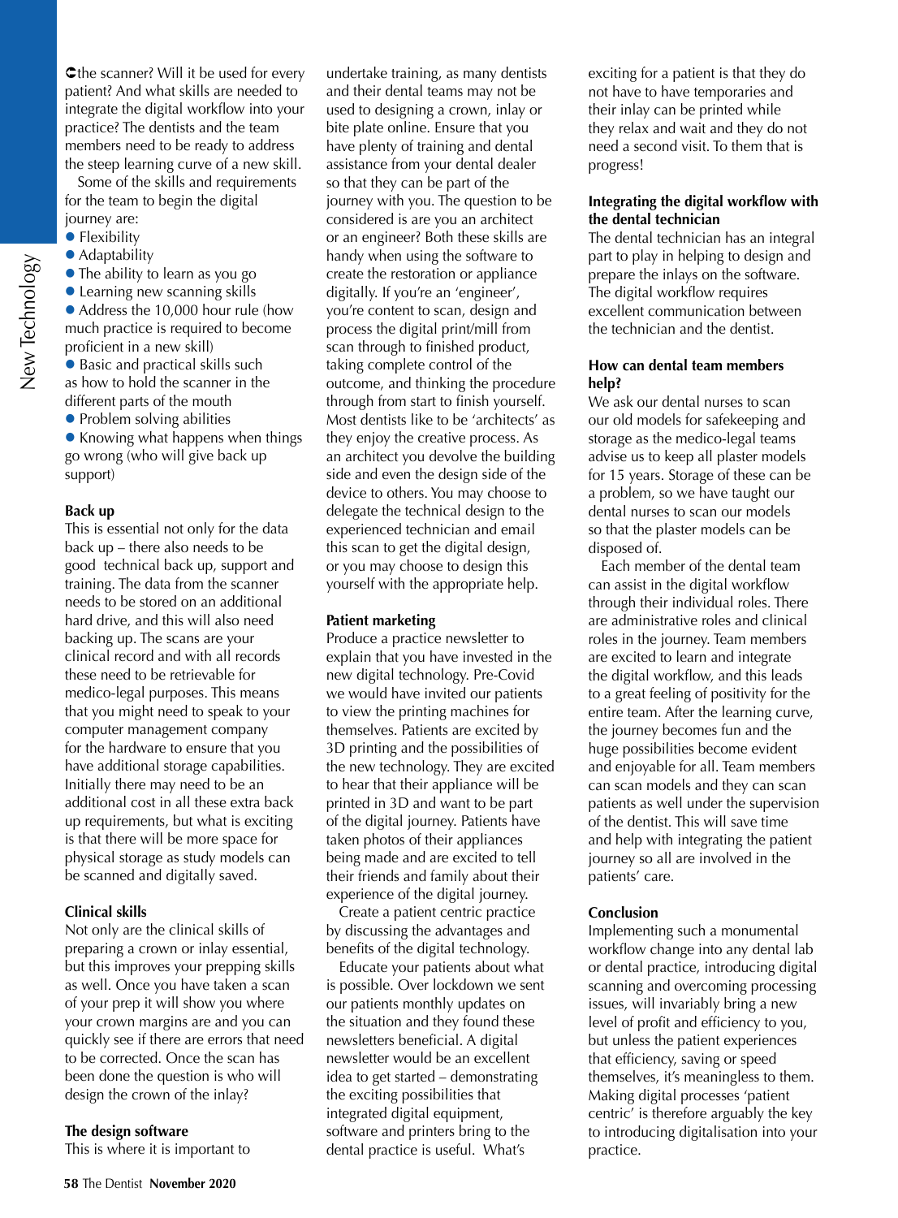the scanner? Will it be used for every patient? And what skills are needed to integrate the digital workflow into your practice? The dentists and the team members need to be ready to address the steep learning curve of a new skill.

Some of the skills and requirements for the team to begin the digital journey are:

- Flexibility
- Adaptability
- The ability to learn as you go
- Learning new scanning skills
- Address the 10,000 hour rule (how much practice is required to become proficient in a new skill)
- Basic and practical skills such as how to hold the scanner in the different parts of the mouth
- Problem solving abilities
- Knowing what happens when things go wrong (who will give back up support)

**Back up**

This is essential not only for the data back up – there also needs to be good technical back up, support and training. The data from the scanner needs to be stored on an additional hard drive, and this will also need backing up. The scans are your clinical record and with all records these need to be retrievable for medico-legal purposes. This means that you might need to speak to your computer management company for the hardware to ensure that you have additional storage capabilities. Initially there may need to be an additional cost in all these extra back up requirements, but what is exciting is that there will be more space for physical storage as study models can be scanned and digitally saved.

**Clinical skills**

Not only are the clinical skills of preparing a crown or inlay essential, but this improves your prepping skills as well. Once you have taken a scan of your prep it will show you where your crown margins are and you can quickly see if there are errors that need to be corrected. Once the scan has been done the question is who will design the crown of the inlay?

**The design software**

This is where it is important to undertake training, as many dentists and their dental teams may not be used to designing a crown, inlay or bite plate online. Ensure that you have plenty of training and dental assistance from your dental dealer so that they can be part of the journey with you. The question to be considered is are you an architect or an engineer? Both these skills are handy when using the software to create the restoration or appliance digitally. If you're an 'engineer', you're content to scan, design and process the digital print/mill from scan through to finished product, taking complete control of the outcome, and thinking the procedure through from start to finish yourself. Most dentists like to be 'architects' as they enjoy the creative process. As an architect you devolve the building side and even the design side of the device to others. You may choose to delegate the technical design to the experienced technician and email this scan to get the digital design, or you may choose to design this yourself with the appropriate help.

**Patient marketing**

Produce a practice newsletter to explain that you have invested in the new digital technology. Pre-Covid we would have invited our patients to view the printing machines for themselves. Patients are excited by 3D printing and the possibilities of the new technology. They are excited to hear that their appliance will be printed in 3D and want to be part of the digital journey. Patients have taken photos of their appliances being made and are excited to tell their friends and family about their experience of the digital journey.

Create a patient centric practice by discussing the advantages and benefits of the digital technology.

Educate your patients about what is possible. Over lockdown we sent our patients monthly updates on the situation and they found these newsletters beneficial. A digital newsletter would be an excellent idea to get started – demonstrating the exciting possibilities that integrated digital equipment, software and printers bring to the dental practice is useful. What's exciting for a patient is that they do not have to have temporaries and their inlay can be printed while they relax and wait and they do not need a second visit. To them that is progress!

**Integrating the digital workflow with the dental technician**

The dental technician has an integral part to play in helping to design and prepare the inlays on the software. The digital workflow requires excellent communication between the technician and the dentist.

**How can dental team members help?**

We ask our dental nurses to scan our old models for safekeeping and storage as the medico-legal teams advise us to keep all plaster models for 15 years. Storage of these can be a problem, so we have taught our dental nurses to scan our models so that the plaster models can be disposed of.

Each member of the dental team can assist in the digital workflow through their individual roles. There are administrative roles and clinical roles in the journey. Team members are excited to learn and integrate the digital workflow, and this leads to a great feeling of positivity for the entire team. After the learning curve, the journey becomes fun and the huge possibilities become evident and enjoyable for all. Team members can scan models and they can scan patients as well under the supervision of the dentist. This will save time and help with integrating the patient journey so all are involved in the patients' care.

**Conclusion**

Implementing such a monumental workflow change into any dental lab or dental practice, introducing digital scanning and overcoming processing issues, will invariably bring a new level of profit and efficiency to you, but unless the patient experiences that efficiency, saving or speed themselves, it's meaningless to them. Making digital processes 'patient centric' is therefore arguably the key to introducing digitalisation into your practice.